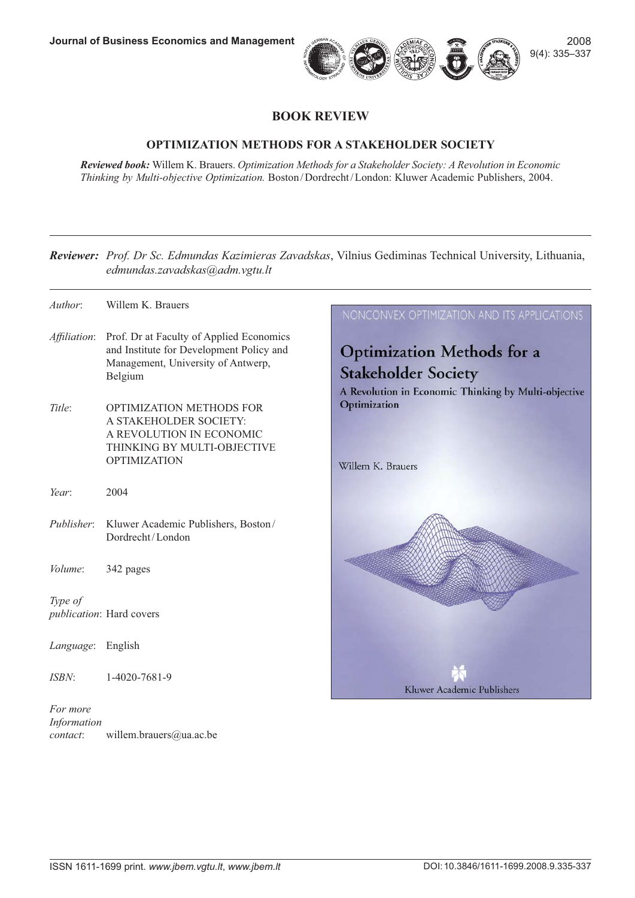## BOOK REVIEW

### OPTIMIZATION METHODS FOR A STAKEHOLDER SOCIETY

***Reviewed book:*** Willem K. Brauers. *Optimization Methods for a Stakeholder Society: A Revolution in Economic Thinking by Multi-objective Optimization.* Boston / Dordrecht / London: Kluwer Academic Publishers, 2004.

---

***Reviewer:*** *Prof. Dr Sc. Edmundas Kazimieras Zavadskas*, Vilnius Gediminas Technical University, Lithuania, *edmundas.zavadskas@adm.vgtu.lt*

---

*Author*: Willem K. Brauers

*Affiliation*: Prof. Dr at Faculty of Applied Economics and Institute for Development Policy and Management, University of Antwerp, Belgium

*Title*: OPTIMIZATION METHODS FOR A STAKEHOLDER SOCIETY: A REVOLUTION IN ECONOMIC THINKING BY MULTI-OBJECTIVE OPTIMIZATION

*Year*: 2004

*Publisher*: Kluwer Academic Publishers, Boston / Dordrecht / London

*Volume*: 342 pages

*Type of publication*: Hard covers

*Language*: English

*ISBN*: 1-4020-7681-9

*For more Information contact*: willem.brauers@ua.ac.be

NONCONVEX OPTIMIZATION AND ITS APPLICATIONS

Optimization Methods for a Stakeholder Society

A Revolution in Economic Thinking by Multi-objective Optimization

Willem K. Brauers

Kluwer Academic Publishers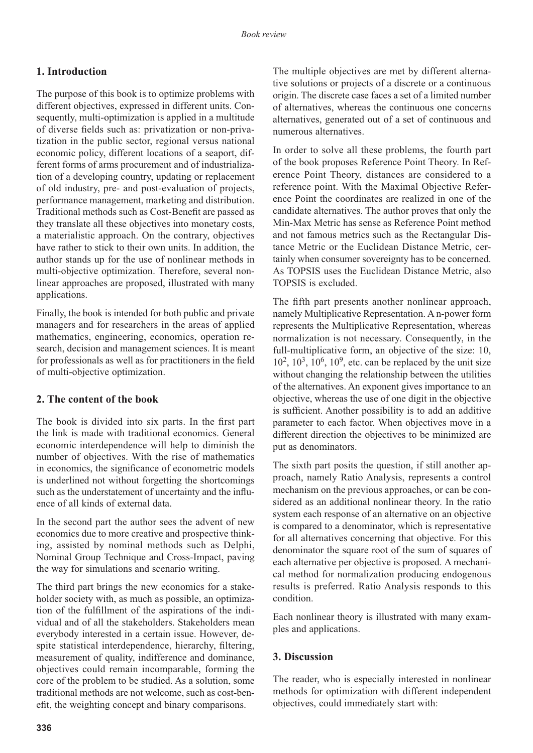## 1. Introduction

The purpose of this book is to optimize problems with different objectives, expressed in different units. Consequently, multi-optimization is applied in a multitude of diverse fields such as: privatization or non-privatization in the public sector, regional versus national economic policy, different locations of a seaport, different forms of arms procurement and of industrialization of a developing country, updating or replacement of old industry, pre- and post-evaluation of projects, performance management, marketing and distribution. Traditional methods such as Cost-Benefit are passed as they translate all these objectives into monetary costs, a materialistic approach. On the contrary, objectives have rather to stick to their own units. In addition, the author stands up for the use of nonlinear methods in multi-objective optimization. Therefore, several nonlinear approaches are proposed, illustrated with many applications.

Finally, the book is intended for both public and private managers and for researchers in the areas of applied mathematics, engineering, economics, operation research, decision and management sciences. It is meant for professionals as well as for practitioners in the field of multi-objective optimization.

## 2. The content of the book

The book is divided into six parts. In the first part the link is made with traditional economics. General economic interdependence will help to diminish the number of objectives. With the rise of mathematics in economics, the significance of econometric models is underlined not without forgetting the shortcomings such as the understatement of uncertainty and the influence of all kinds of external data.

In the second part the author sees the advent of new economics due to more creative and prospective thinking, assisted by nominal methods such as Delphi, Nominal Group Technique and Cross-Impact, paving the way for simulations and scenario writing.

The third part brings the new economics for a stakeholder society with, as much as possible, an optimization of the fulfillment of the aspirations of the individual and of all the stakeholders. Stakeholders mean everybody interested in a certain issue. However, despite statistical interdependence, hierarchy, filtering, measurement of quality, indifference and dominance, objectives could remain incomparable, forming the core of the problem to be studied. As a solution, some traditional methods are not welcome, such as cost-benefit, the weighting concept and binary comparisons.

The multiple objectives are met by different alternative solutions or projects of a discrete or a continuous origin. The discrete case faces a set of a limited number of alternatives, whereas the continuous one concerns alternatives, generated out of a set of continuous and numerous alternatives.

In order to solve all these problems, the fourth part of the book proposes Reference Point Theory. In Reference Point Theory, distances are considered to a reference point. With the Maximal Objective Reference Point the coordinates are realized in one of the candidate alternatives. The author proves that only the Min-Max Metric has sense as Reference Point method and not famous metrics such as the Rectangular Distance Metric or the Euclidean Distance Metric, certainly when consumer sovereignty has to be concerned. As TOPSIS uses the Euclidean Distance Metric, also TOPSIS is excluded.

The fifth part presents another nonlinear approach, namely Multiplicative Representation. A n-power form represents the Multiplicative Representation, whereas normalization is not necessary. Consequently, in the full-multiplicative form, an objective of the size: 10, $10^2$, $10^3$, $10^6$, $10^9$, etc. can be replaced by the unit size without changing the relationship between the utilities of the alternatives. An exponent gives importance to an objective, whereas the use of one digit in the objective is sufficient. Another possibility is to add an additive parameter to each factor. When objectives move in a different direction the objectives to be minimized are put as denominators.

The sixth part posits the question, if still another approach, namely Ratio Analysis, represents a control mechanism on the previous approaches, or can be considered as an additional nonlinear theory. In the ratio system each response of an alternative on an objective is compared to a denominator, which is representative for all alternatives concerning that objective. For this denominator the square root of the sum of squares of each alternative per objective is proposed. A mechanical method for normalization producing endogenous results is preferred. Ratio Analysis responds to this condition.

Each nonlinear theory is illustrated with many examples and applications.

## 3. Discussion

The reader, who is especially interested in nonlinear methods for optimization with different independent objectives, could immediately start with: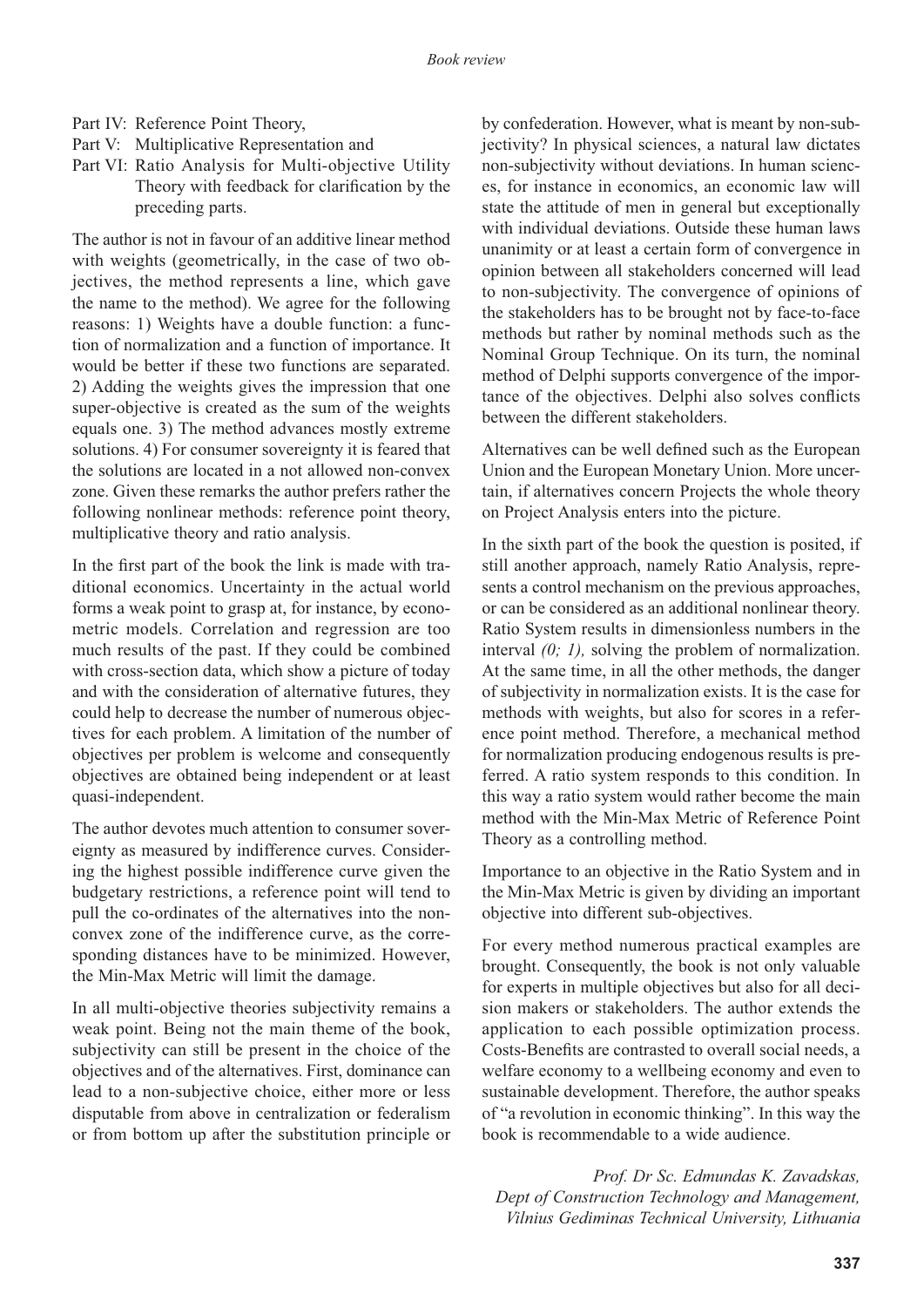Part IV: Reference Point Theory,

Part V: Multiplicative Representation and

Part VI: Ratio Analysis for Multi-objective Utility Theory with feedback for clarification by the preceding parts.

The author is not in favour of an additive linear method with weights (geometrically, in the case of two objectives, the method represents a line, which gave the name to the method). We agree for the following reasons: 1) Weights have a double function: a function of normalization and a function of importance. It would be better if these two functions are separated. 2) Adding the weights gives the impression that one super-objective is created as the sum of the weights equals one. 3) The method advances mostly extreme solutions. 4) For consumer sovereignty it is feared that the solutions are located in a not allowed non-convex zone. Given these remarks the author prefers rather the following nonlinear methods: reference point theory, multiplicative theory and ratio analysis.

In the first part of the book the link is made with traditional economics. Uncertainty in the actual world forms a weak point to grasp at, for instance, by econometric models. Correlation and regression are too much results of the past. If they could be combined with cross-section data, which show a picture of today and with the consideration of alternative futures, they could help to decrease the number of numerous objectives for each problem. A limitation of the number of objectives per problem is welcome and consequently objectives are obtained being independent or at least quasi-independent.

The author devotes much attention to consumer sovereignty as measured by indifference curves. Considering the highest possible indifference curve given the budgetary restrictions, a reference point will tend to pull the co-ordinates of the alternatives into the non-convex zone of the indifference curve, as the corresponding distances have to be minimized. However, the Min-Max Metric will limit the damage.

In all multi-objective theories subjectivity remains a weak point. Being not the main theme of the book, subjectivity can still be present in the choice of the objectives and of the alternatives. First, dominance can lead to a non-subjective choice, either more or less disputable from above in centralization or federalism or from bottom up after the substitution principle or by confederation. However, what is meant by non-subjectivity? In physical sciences, a natural law dictates non-subjectivity without deviations. In human sciences, for instance in economics, an economic law will state the attitude of men in general but exceptionally with individual deviations. Outside these human laws unanimity or at least a certain form of convergence in opinion between all stakeholders concerned will lead to non-subjectivity. The convergence of opinions of the stakeholders has to be brought not by face-to-face methods but rather by nominal methods such as the Nominal Group Technique. On its turn, the nominal method of Delphi supports convergence of the importance of the objectives. Delphi also solves conflicts between the different stakeholders.

Alternatives can be well defined such as the European Union and the European Monetary Union. More uncertain, if alternatives concern Projects the whole theory on Project Analysis enters into the picture.

In the sixth part of the book the question is posited, if still another approach, namely Ratio Analysis, represents a control mechanism on the previous approaches, or can be considered as an additional nonlinear theory. Ratio System results in dimensionless numbers in the interval *(0; 1),* solving the problem of normalization. At the same time, in all the other methods, the danger of subjectivity in normalization exists. It is the case for methods with weights, but also for scores in a reference point method. Therefore, a mechanical method for normalization producing endogenous results is preferred. A ratio system responds to this condition. In this way a ratio system would rather become the main method with the Min-Max Metric of Reference Point Theory as a controlling method.

Importance to an objective in the Ratio System and in the Min-Max Metric is given by dividing an important objective into different sub-objectives.

For every method numerous practical examples are brought. Consequently, the book is not only valuable for experts in multiple objectives but also for all decision makers or stakeholders. The author extends the application to each possible optimization process. Costs-Benefits are contrasted to overall social needs, a welfare economy to a wellbeing economy and even to sustainable development. Therefore, the author speaks of "a revolution in economic thinking". In this way the book is recommendable to a wide audience.

*Prof. Dr Sc. Edmundas K. Zavadskas,*
*Dept of Construction Technology and Management,*
*Vilnius Gediminas Technical University, Lithuania*